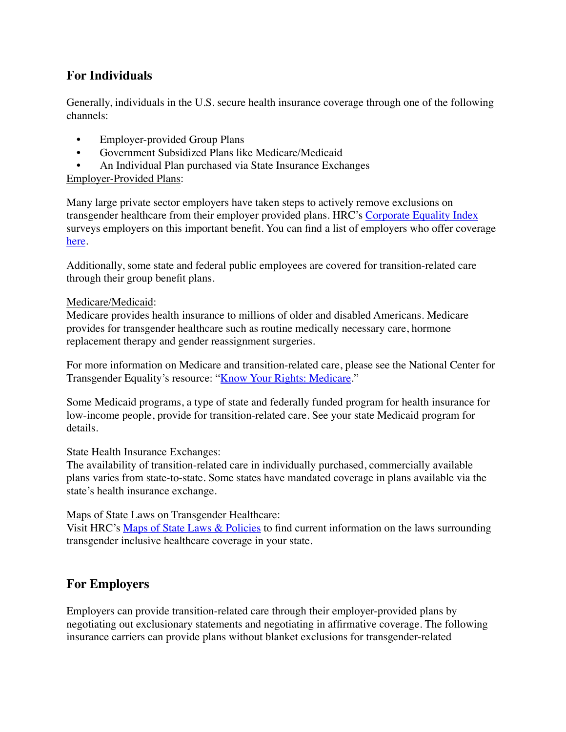## For Individuals

Generally, individuals in the U.S. secure health insurance coverage through one of the following channels:

- Employer-provided Group Plans
- Government Subsidized Plans like Medicare/Medicaid
- An Individual Plan purchased via State Insurance Exchanges

Employer-Provided Plans:

Many large private sector employers have taken steps to actively remove exclusions on transgender healthcare from their employer provided plans. HRC's Corporate Equality Index surveys employers on this important benefit. You can find a list of employers who offer coverage here.

Additionally, some state and federal public employees are covered for transition-related care through their group benefit plans.

Medicare/Medicaid:
Medicare provides health insurance to millions of older and disabled Americans. Medicare provides for transgender healthcare such as routine medically necessary care, hormone replacement therapy and gender reassignment surgeries.

For more information on Medicare and transition-related care, please see the National Center for Transgender Equality's resource: "Know Your Rights: Medicare."

Some Medicaid programs, a type of state and federally funded program for health insurance for low-income people, provide for transition-related care. See your state Medicaid program for details.

State Health Insurance Exchanges:
The availability of transition-related care in individually purchased, commercially available plans varies from state-to-state. Some states have mandated coverage in plans available via the state's health insurance exchange.

Maps of State Laws on Transgender Healthcare:
Visit HRC's Maps of State Laws & Policies to find current information on the laws surrounding transgender inclusive healthcare coverage in your state.

## For Employers

Employers can provide transition-related care through their employer-provided plans by negotiating out exclusionary statements and negotiating in affirmative coverage. The following insurance carriers can provide plans without blanket exclusions for transgender-related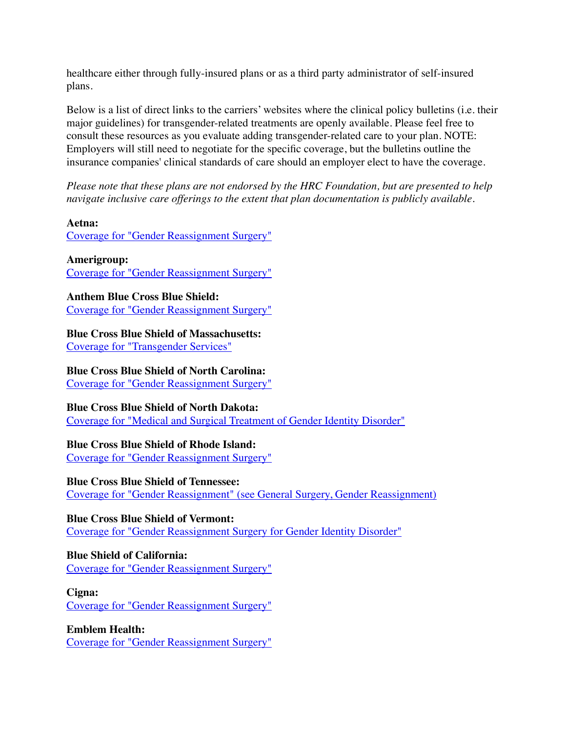healthcare either through fully-insured plans or as a third party administrator of self-insured plans.

Below is a list of direct links to the carriers' websites where the clinical policy bulletins (i.e. their major guidelines) for transgender-related treatments are openly available. Please feel free to consult these resources as you evaluate adding transgender-related care to your plan. NOTE: Employers will still need to negotiate for the specific coverage, but the bulletins outline the insurance companies' clinical standards of care should an employer elect to have the coverage.

*Please note that these plans are not endorsed by the HRC Foundation, but are presented to help navigate inclusive care offerings to the extent that plan documentation is publicly available.*

**Aetna:**
Coverage for "Gender Reassignment Surgery"

**Amerigroup:**
Coverage for "Gender Reassignment Surgery"

**Anthem Blue Cross Blue Shield:**
Coverage for "Gender Reassignment Surgery"

**Blue Cross Blue Shield of Massachusetts:**
Coverage for "Transgender Services"

**Blue Cross Blue Shield of North Carolina:**
Coverage for "Gender Reassignment Surgery"

**Blue Cross Blue Shield of North Dakota:**
Coverage for "Medical and Surgical Treatment of Gender Identity Disorder"

**Blue Cross Blue Shield of Rhode Island:**
Coverage for "Gender Reassignment Surgery"

**Blue Cross Blue Shield of Tennessee:**
Coverage for "Gender Reassignment" (see General Surgery, Gender Reassignment)

**Blue Cross Blue Shield of Vermont:**
Coverage for "Gender Reassignment Surgery for Gender Identity Disorder"

**Blue Shield of California:**
Coverage for "Gender Reassignment Surgery"

**Cigna:**
Coverage for "Gender Reassignment Surgery"

**Emblem Health:**
Coverage for "Gender Reassignment Surgery"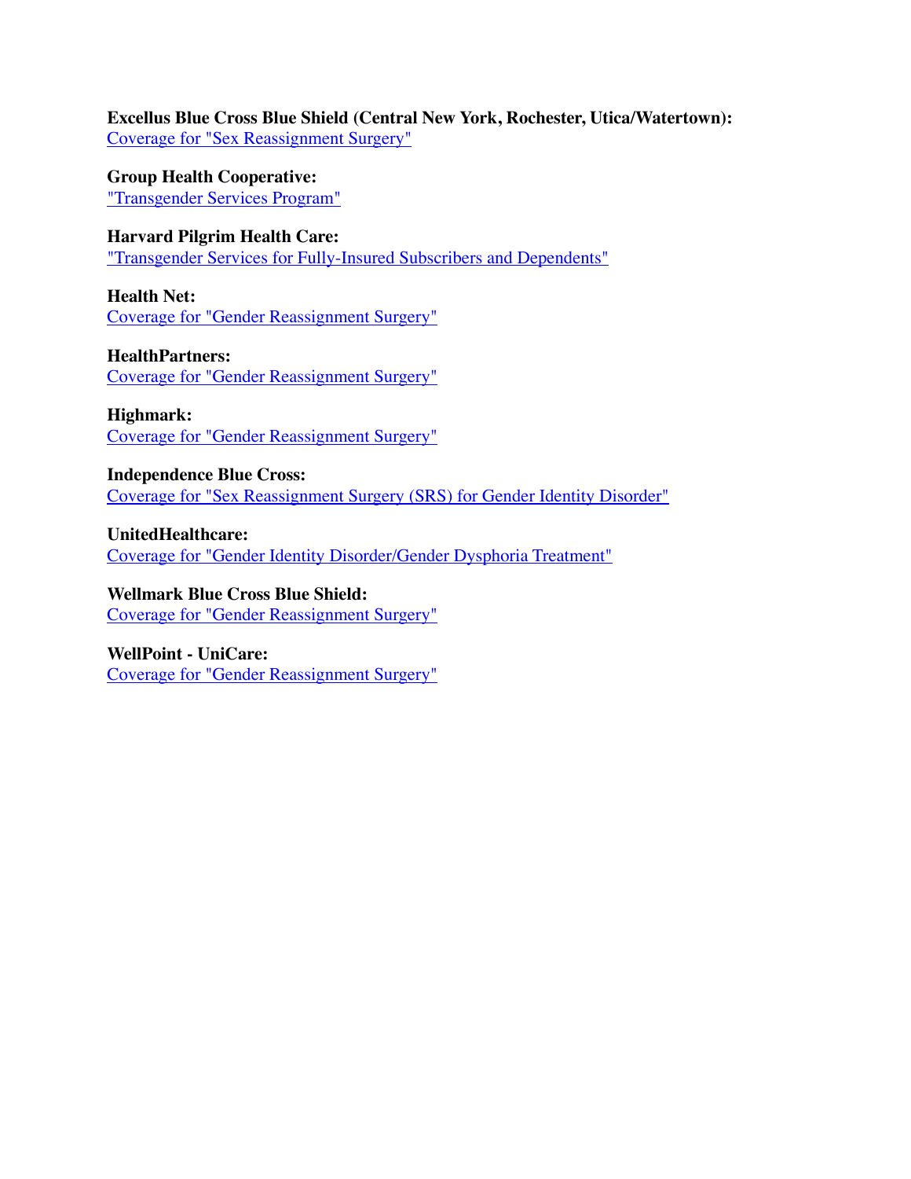**Excellus Blue Cross Blue Shield (Central New York, Rochester, Utica/Watertown):**
Coverage for "Sex Reassignment Surgery"

**Group Health Cooperative:**
"Transgender Services Program"

**Harvard Pilgrim Health Care:**
"Transgender Services for Fully-Insured Subscribers and Dependents"

**Health Net:**
Coverage for "Gender Reassignment Surgery"

**HealthPartners:**
Coverage for "Gender Reassignment Surgery"

**Highmark:**
Coverage for "Gender Reassignment Surgery"

**Independence Blue Cross:**
Coverage for "Sex Reassignment Surgery (SRS) for Gender Identity Disorder"

**UnitedHealthcare:**
Coverage for "Gender Identity Disorder/Gender Dysphoria Treatment"

**Wellmark Blue Cross Blue Shield:**
Coverage for "Gender Reassignment Surgery"

**WellPoint - UniCare:**
Coverage for "Gender Reassignment Surgery"